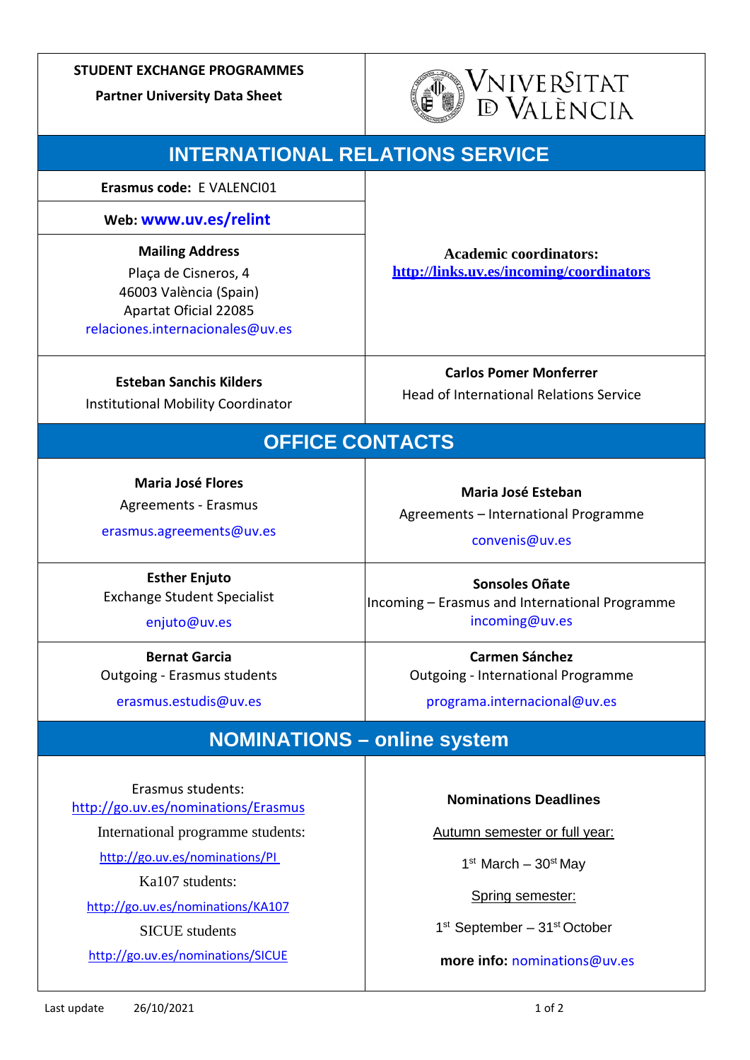**STUDENT EXCHANGE PROGRAMMES**

**Partner University Data Sheet**

VNIVERSITAT DE VALÈNCIA

## INTERNATIONAL RELATIONS SERVICE

**Erasmus code:** E VALENCI01

**Web:** **www.uv.es/relint**

**Mailing Address**
Plaça de Cisneros, 4
46003 València (Spain)
Apartat Oficial 22085
relaciones.internacionales@uv.es

**Academic coordinators:**
**http://links.uv.es/incoming/coordinators**

**Esteban Sanchis Kilders**
Institutional Mobility Coordinator

**Carlos Pomer Monferrer**
Head of International Relations Service

## OFFICE CONTACTS

| | |
|---|---|
| **Maria José Flores**<br>Agreements - Erasmus<br>erasmus.agreements@uv.es | **Maria José Esteban**<br>Agreements – International Programme<br>convenis@uv.es |
| **Esther Enjuto**<br>Exchange Student Specialist<br>enjuto@uv.es | **Sonsoles Oñate**<br>Incoming – Erasmus and International Programme<br>incoming@uv.es |
| **Bernat Garcia**<br>Outgoing - Erasmus students<br>erasmus.estudis@uv.es | **Carmen Sánchez**<br>Outgoing - International Programme<br>programa.internacional@uv.es |

## NOMINATIONS – online system

Erasmus students:
http://go.uv.es/nominations/Erasmus

International programme students:
http://go.uv.es/nominations/PI

Ka107 students:
http://go.uv.es/nominations/KA107

SICUE students
http://go.uv.es/nominations/SICUE

**Nominations Deadlines**

Autumn semester or full year:

1st March – 30st May

Spring semester:

1st September – 31st October

**more info:** nominations@uv.es

Last update 26/10/2021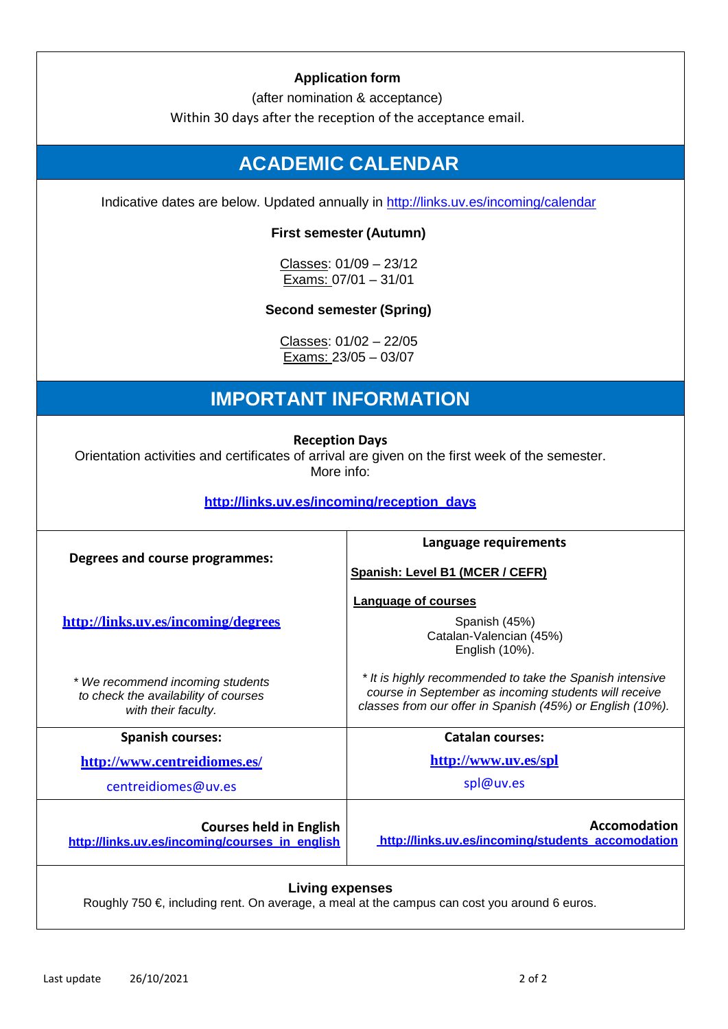**Application form**

(after nomination & acceptance)

Within 30 days after the reception of the acceptance email.

## ACADEMIC CALENDAR

Indicative dates are below. Updated annually in http://links.uv.es/incoming/calendar

**First semester (Autumn)**

Classes: 01/09 – 23/12
Exams: 07/01 – 31/01

**Second semester (Spring)**

Classes: 01/02 – 22/05
Exams: 23/05 – 03/07

## IMPORTANT INFORMATION

**Reception Days**

Orientation activities and certificates of arrival are given on the first week of the semester. More info:

**http://links.uv.es/incoming/reception_days**

**Degrees and course programmes:**

**http://links.uv.es/incoming/degrees**

*\* We recommend incoming students to check the availability of courses with their faculty.*

**Language requirements**

**Spanish: Level B1 (MCER / CEFR)**

**Language of courses**

Spanish (45%)
Catalan-Valencian (45%)
English (10%).

*\* It is highly recommended to take the Spanish intensive course in September as incoming students will receive classes from our offer in Spanish (45%) or English (10%).*

**Spanish courses:**

**http://www.centreidiomes.es/**

centreidiomes@uv.es

**Catalan courses:**

**http://www.uv.es/spl**

spl@uv.es

**Courses held in English**
**http://links.uv.es/incoming/courses_in_english**

**Accomodation**
**http://links.uv.es/incoming/students_accomodation**

**Living expenses**

Roughly 750 €, including rent. On average, a meal at the campus can cost you around 6 euros.

Last update 26/10/2021